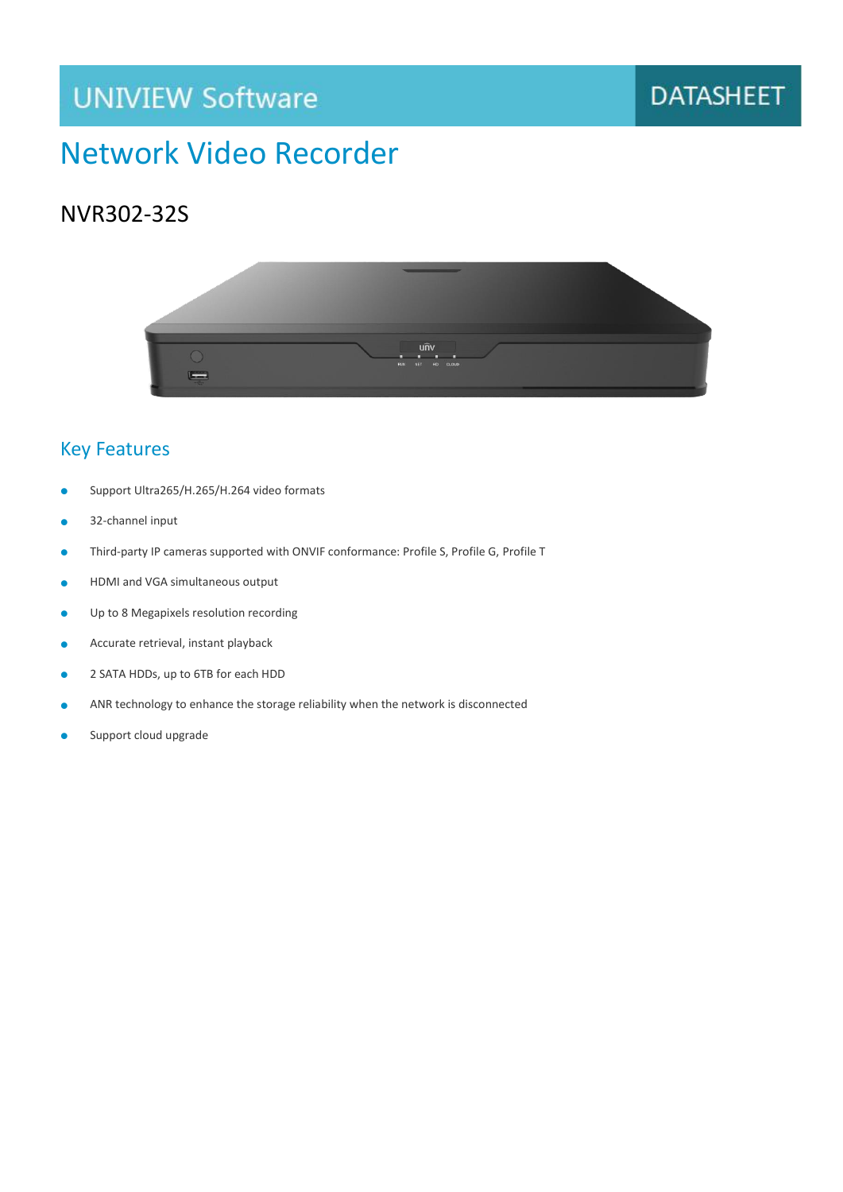UNIVIEW Software

DATASHEET

# Network Video Recorder

## NVR302-32S

### Key Features

- Support Ultra265/H.265/H.264 video formats
- 32-channel input
- Third-party IP cameras supported with ONVIF conformance: Profile S, Profile G, Profile T
- HDMI and VGA simultaneous output
- Up to 8 Megapixels resolution recording
- Accurate retrieval, instant playback
- 2 SATA HDDs, up to 6TB for each HDD
- ANR technology to enhance the storage reliability when the network is disconnected
- Support cloud upgrade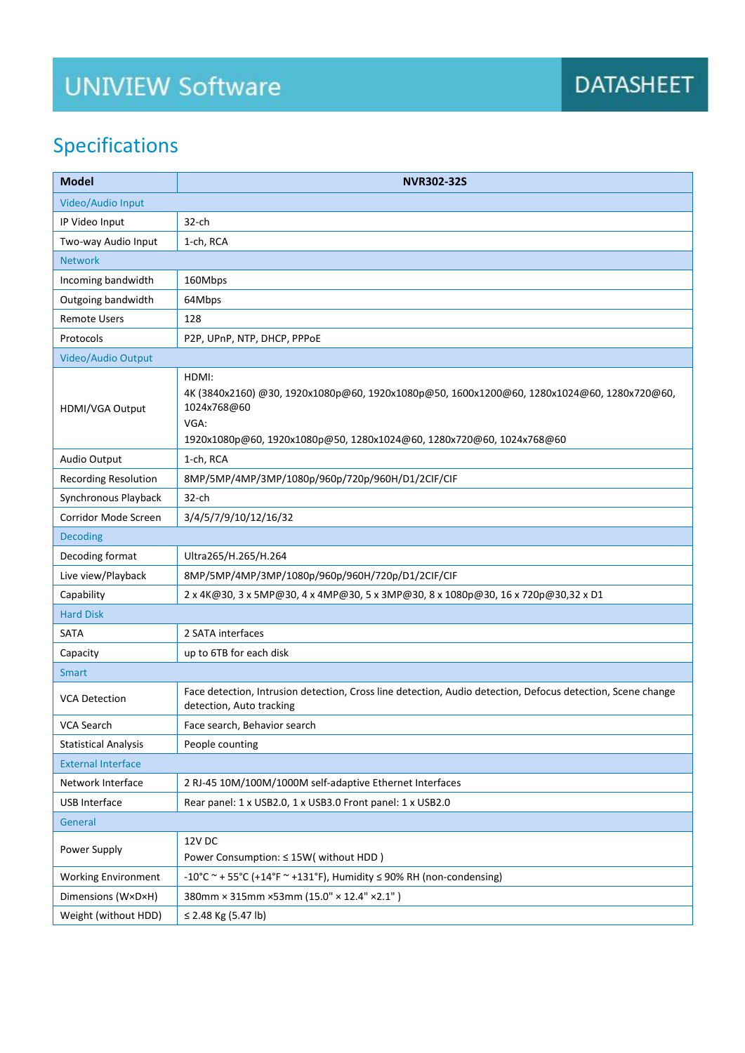UNIVIEW Software DATASHEET

## Specifications

| Model | NVR302-32S |
|---|---|
| Video/Audio Input | |
| IP Video Input | 32-ch |
| Two-way Audio Input | 1-ch, RCA |
| Network | |
| Incoming bandwidth | 160Mbps |
| Outgoing bandwidth | 64Mbps |
| Remote Users | 128 |
| Protocols | P2P, UPnP, NTP, DHCP, PPPoE |
| Video/Audio Output | |
| HDMI/VGA Output | HDMI:<br>4K (3840x2160) @30, 1920x1080p@60, 1920x1080p@50, 1600x1200@60, 1280x1024@60, 1280x720@60, 1024x768@60<br>VGA:<br>1920x1080p@60, 1920x1080p@50, 1280x1024@60, 1280x720@60, 1024x768@60 |
| Audio Output | 1-ch, RCA |
| Recording Resolution | 8MP/5MP/4MP/3MP/1080p/960p/720p/960H/D1/2CIF/CIF |
| Synchronous Playback | 32-ch |
| Corridor Mode Screen | 3/4/5/7/9/10/12/16/32 |
| Decoding | |
| Decoding format | Ultra265/H.265/H.264 |
| Live view/Playback | 8MP/5MP/4MP/3MP/1080p/960p/960H/720p/D1/2CIF/CIF |
| Capability | 2 x 4K@30, 3 x 5MP@30, 4 x 4MP@30, 5 x 3MP@30, 8 x 1080p@30, 16 x 720p@30,32 x D1 |
| Hard Disk | |
| SATA | 2 SATA interfaces |
| Capacity | up to 6TB for each disk |
| Smart | |
| VCA Detection | Face detection, Intrusion detection, Cross line detection, Audio detection, Defocus detection, Scene change detection, Auto tracking |
| VCA Search | Face search, Behavior search |
| Statistical Analysis | People counting |
| External Interface | |
| Network Interface | 2 RJ-45 10M/100M/1000M self-adaptive Ethernet Interfaces |
| USB Interface | Rear panel: 1 x USB2.0, 1 x USB3.0 Front panel: 1 x USB2.0 |
| General | |
| Power Supply | 12V DC<br>Power Consumption: ≤ 15W( without HDD ) |
| Working Environment | -10°C ~ + 55°C (+14°F ~ +131°F), Humidity ≤ 90% RH (non-condensing) |
| Dimensions (W×D×H) | 380mm × 315mm ×53mm (15.0" × 12.4" ×2.1" ) |
| Weight (without HDD) | ≤ 2.48 Kg (5.47 lb) |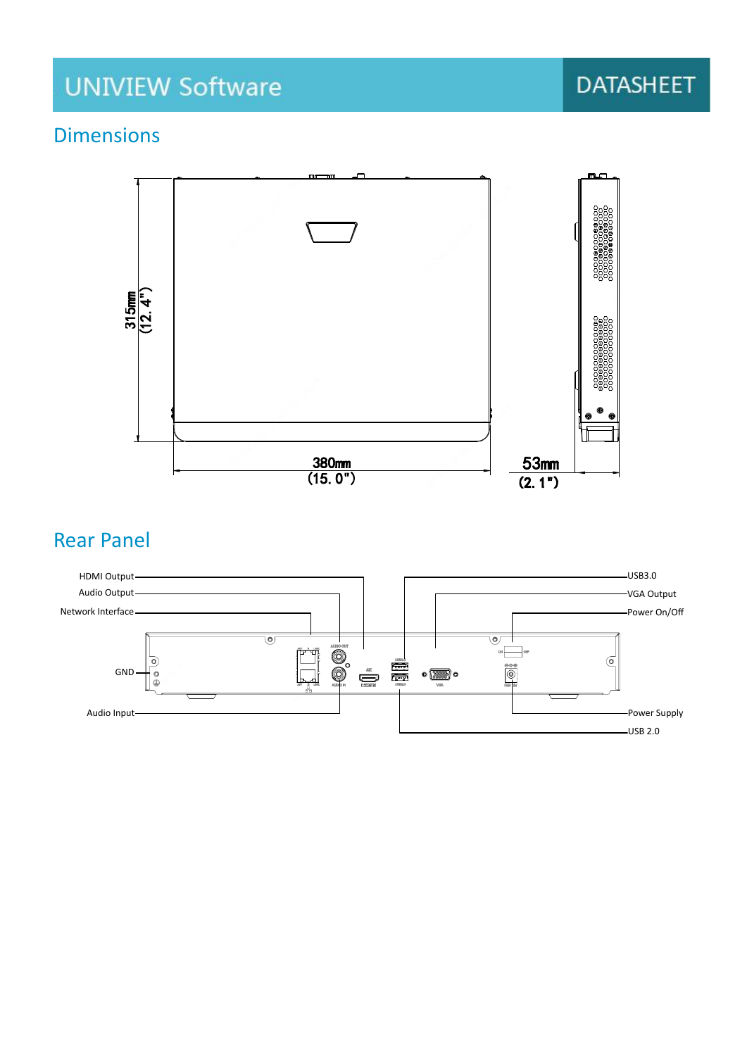## Dimensions

315mm
(12. 4")

380mm
(15. 0")

53mm
(2. 1")

## Rear Panel

HDMI Output

Audio Output

Network Interface

GND

Audio Input

USB3.0

VGA Output

Power On/Off

Power Supply

USB 2.0